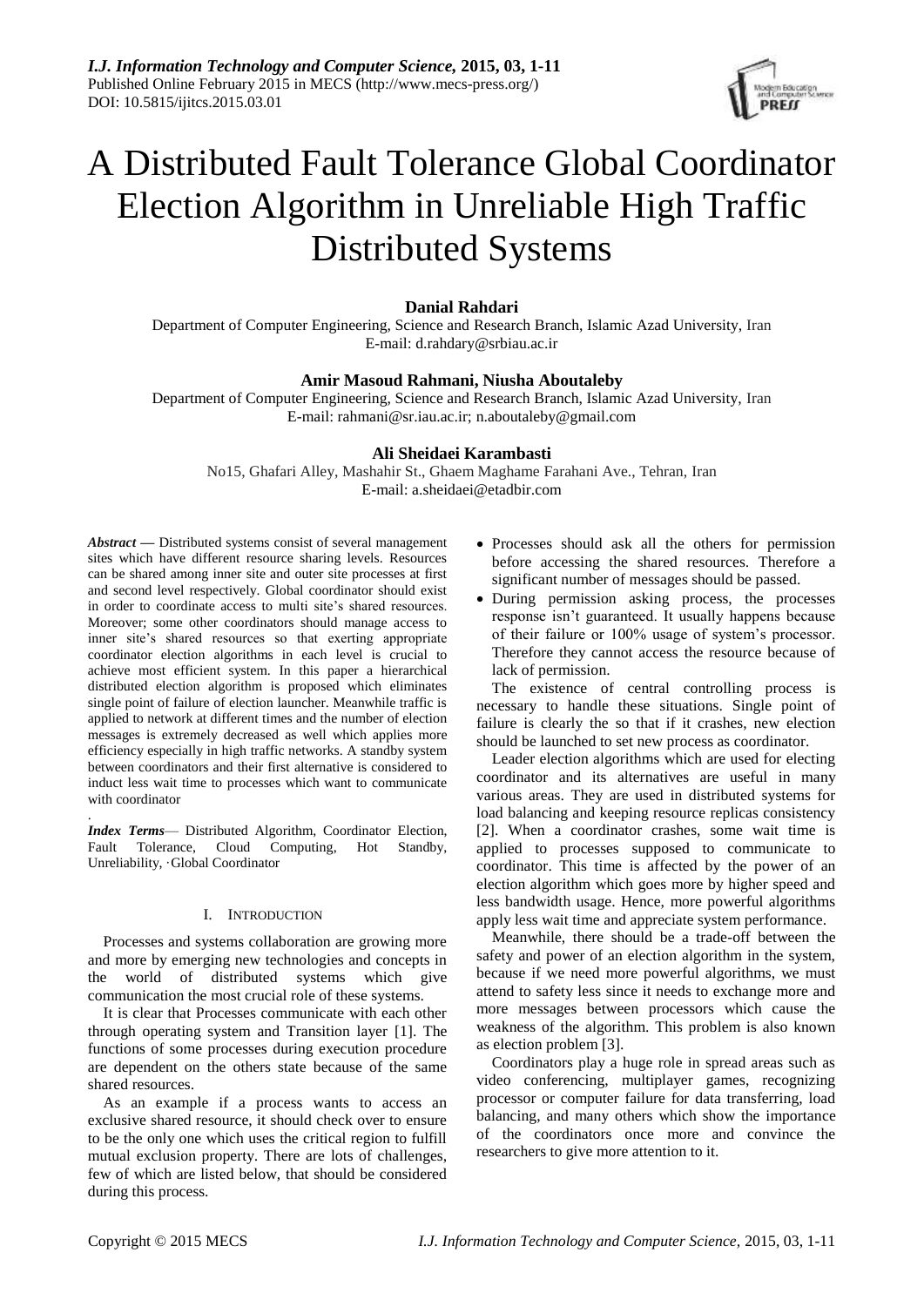# A Distributed Fault Tolerance Global Coordinator Election Algorithm in Unreliable High Traffic Distributed Systems

**Danial Rahdari**

Department of Computer Engineering, Science and Research Branch, Islamic Azad University, Iran
E-mail: d.rahdary@srbiau.ac.ir

**Amir Masoud Rahmani, Niusha Aboutaleby**

Department of Computer Engineering, Science and Research Branch, Islamic Azad University, Iran
E-mail: rahmani@sr.iau.ac.ir; n.aboutaleby@gmail.com

**Ali Sheidaei Karambasti**

No15, Ghafari Alley, Mashahir St., Ghaem Maghame Farahani Ave., Tehran, Iran
E-mail: a.sheidaei@etadbir.com

***Abstract*** **—** Distributed systems consist of several management sites which have different resource sharing levels. Resources can be shared among inner site and outer site processes at first and second level respectively. Global coordinator should exist in order to coordinate access to multi site's shared resources. Moreover; some other coordinators should manage access to inner site's shared resources so that exerting appropriate coordinator election algorithms in each level is crucial to achieve most efficient system. In this paper a hierarchical distributed election algorithm is proposed which eliminates single point of failure of election launcher. Meanwhile traffic is applied to network at different times and the number of election messages is extremely decreased as well which applies more efficiency especially in high traffic networks. A standby system between coordinators and their first alternative is considered to induct less wait time to processes which want to communicate with coordinator

.

***Index Terms***— Distributed Algorithm, Coordinator Election, Fault Tolerance, Cloud Computing, Hot Standby, Unreliability, ·Global Coordinator

## I. INTRODUCTION

Processes and systems collaboration are growing more and more by emerging new technologies and concepts in the world of distributed systems which give communication the most crucial role of these systems.

It is clear that Processes communicate with each other through operating system and Transition layer [1]. The functions of some processes during execution procedure are dependent on the others state because of the same shared resources.

As an example if a process wants to access an exclusive shared resource, it should check over to ensure to be the only one which uses the critical region to fulfill mutual exclusion property. There are lots of challenges, few of which are listed below, that should be considered during this process.

- Processes should ask all the others for permission before accessing the shared resources. Therefore a significant number of messages should be passed.
- During permission asking process, the processes response isn't guaranteed. It usually happens because of their failure or 100% usage of system's processor. Therefore they cannot access the resource because of lack of permission.

The existence of central controlling process is necessary to handle these situations. Single point of failure is clearly the so that if it crashes, new election should be launched to set new process as coordinator.

Leader election algorithms which are used for electing coordinator and its alternatives are useful in many various areas. They are used in distributed systems for load balancing and keeping resource replicas consistency [2]. When a coordinator crashes, some wait time is applied to processes supposed to communicate to coordinator. This time is affected by the power of an election algorithm which goes more by higher speed and less bandwidth usage. Hence, more powerful algorithms apply less wait time and appreciate system performance.

Meanwhile, there should be a trade-off between the safety and power of an election algorithm in the system, because if we need more powerful algorithms, we must attend to safety less since it needs to exchange more and more messages between processors which cause the weakness of the algorithm. This problem is also known as election problem [3].

Coordinators play a huge role in spread areas such as video conferencing, multiplayer games, recognizing processor or computer failure for data transferring, load balancing, and many others which show the importance of the coordinators once more and convince the researchers to give more attention to it.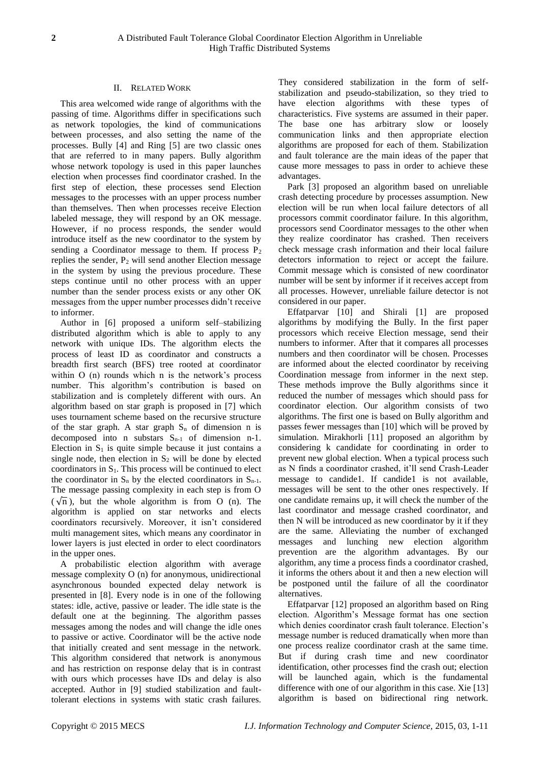## II. Related Work

This area welcomed wide range of algorithms with the passing of time. Algorithms differ in specifications such as network topologies, the kind of communications between processes, and also setting the name of the processes. Bully [4] and Ring [5] are two classic ones that are referred to in many papers. Bully algorithm whose network topology is used in this paper launches election when processes find coordinator crashed. In the first step of election, these processes send Election messages to the processes with an upper process number than themselves. Then when processes receive Election labeled message, they will respond by an OK message. However, if no process responds, the sender would introduce itself as the new coordinator to the system by sending a Coordinator message to them. If process $P_2$ replies the sender, $P_2$ will send another Election message in the system by using the previous procedure. These steps continue until no other process with an upper number than the sender process exists or any other OK messages from the upper number processes didn't receive to informer.

Author in [6] proposed a uniform self–stabilizing distributed algorithm which is able to apply to any network with unique IDs. The algorithm elects the process of least ID as coordinator and constructs a breadth first search (BFS) tree rooted at coordinator within O (n) rounds which n is the network's process number. This algorithm's contribution is based on stabilization and is completely different with ours. An algorithm based on star graph is proposed in [7] which uses tournament scheme based on the recursive structure of the star graph. A star graph $S_n$ of dimension n is decomposed into n substars $S_{n-1}$ of dimension n-1. Election in $S_1$ is quite simple because it just contains a single node, then election in $S_2$ will be done by elected coordinators in $S_1$. This process will be continued to elect the coordinator in $S_n$ by the elected coordinators in $S_{n-1}$. The message passing complexity in each step is from $O(\sqrt{n})$, but the whole algorithm is from O (n). The algorithm is applied on star networks and elects coordinators recursively. Moreover, it isn't considered multi management sites, which means any coordinator in lower layers is just elected in order to elect coordinators in the upper ones.

A probabilistic election algorithm with average message complexity O (n) for anonymous, unidirectional asynchronous bounded expected delay network is presented in [8]. Every node is in one of the following states: idle, active, passive or leader. The idle state is the default one at the beginning. The algorithm passes messages among the nodes and will change the idle ones to passive or active. Coordinator will be the active node that initially created and sent message in the network. This algorithm considered that network is anonymous and has restriction on response delay that is in contrast with ours which processes have IDs and delay is also accepted. Author in [9] studied stabilization and fault-tolerant elections in systems with static crash failures. They considered stabilization in the form of self-stabilization and pseudo-stabilization, so they tried to have election algorithms with these types of characteristics. Five systems are assumed in their paper. The base one has arbitrary slow or loosely communication links and then appropriate election algorithms are proposed for each of them. Stabilization and fault tolerance are the main ideas of the paper that cause more messages to pass in order to achieve these advantages.

Park [3] proposed an algorithm based on unreliable crash detecting procedure by processes assumption. New election will be run when local failure detectors of all processors commit coordinator failure. In this algorithm, processors send Coordinator messages to the other when they realize coordinator has crashed. Then receivers check message crash information and their local failure detectors information to reject or accept the failure. Commit message which is consisted of new coordinator number will be sent by informer if it receives accept from all processes. However, unreliable failure detector is not considered in our paper.

Effatparvar [10] and Shirali [1] are proposed algorithms by modifying the Bully. In the first paper processors which receive Election message, send their numbers to informer. After that it compares all processes numbers and then coordinator will be chosen. Processes are informed about the elected coordinator by receiving Coordination message from informer in the next step. These methods improve the Bully algorithms since it reduced the number of messages which should pass for coordinator election. Our algorithm consists of two algorithms. The first one is based on Bully algorithm and passes fewer messages than [10] which will be proved by simulation. Mirakhorli [11] proposed an algorithm by considering k candidate for coordinating in order to prevent new global election. When a typical process such as N finds a coordinator crashed, it'll send Crash-Leader message to candide1. If candide1 is not available, messages will be sent to the other ones respectively. If one candidate remains up, it will check the number of the last coordinator and message crashed coordinator, and then N will be introduced as new coordinator by it if they are the same. Alleviating the number of exchanged messages and lunching new election algorithm prevention are the algorithm advantages. By our algorithm, any time a process finds a coordinator crashed, it informs the others about it and then a new election will be postponed until the failure of all the coordinator alternatives.

Effatparvar [12] proposed an algorithm based on Ring election. Algorithm's Message format has one section which denies coordinator crash fault tolerance. Election's message number is reduced dramatically when more than one process realize coordinator crash at the same time. But if during crash time and new coordinator identification, other processes find the crash out; election will be launched again, which is the fundamental difference with one of our algorithm in this case. Xie [13] algorithm is based on bidirectional ring network.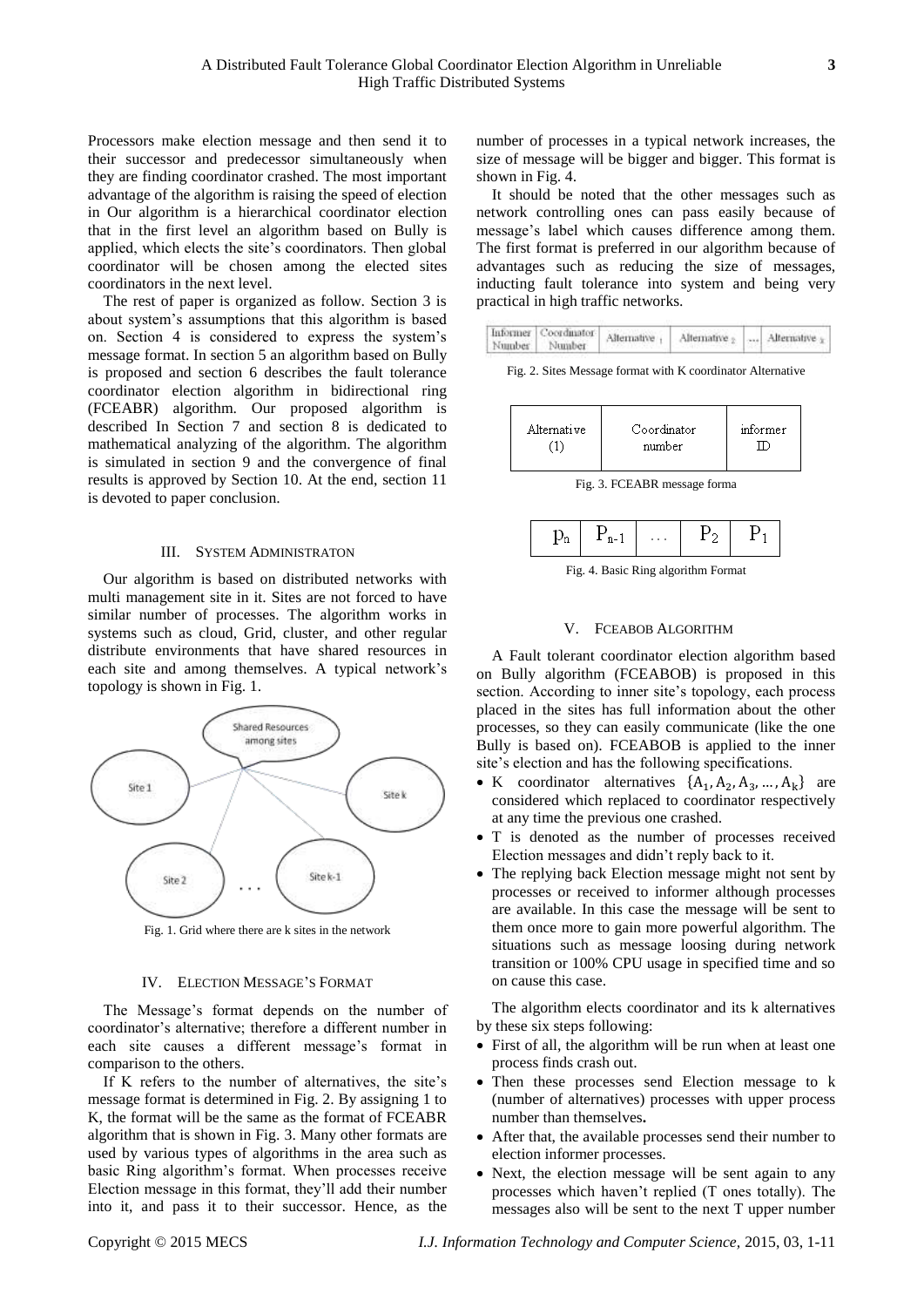Processors make election message and then send it to their successor and predecessor simultaneously when they are finding coordinator crashed. The most important advantage of the algorithm is raising the speed of election in Our algorithm is a hierarchical coordinator election that in the first level an algorithm based on Bully is applied, which elects the site's coordinators. Then global coordinator will be chosen among the elected sites coordinators in the next level.

The rest of paper is organized as follow. Section 3 is about system's assumptions that this algorithm is based on. Section 4 is considered to express the system's message format. In section 5 an algorithm based on Bully is proposed and section 6 describes the fault tolerance coordinator election algorithm in bidirectional ring (FCEABR) algorithm. Our proposed algorithm is described In Section 7 and section 8 is dedicated to mathematical analyzing of the algorithm. The algorithm is simulated in section 9 and the convergence of final results is approved by Section 10. At the end, section 11 is devoted to paper conclusion.

## III. System Administraton

Our algorithm is based on distributed networks with multi management site in it. Sites are not forced to have similar number of processes. The algorithm works in systems such as cloud, Grid, cluster, and other regular distribute environments that have shared resources in each site and among themselves. A typical network's topology is shown in Fig. 1.

Fig. 1. Grid where there are k sites in the network

## IV. Election Message's Format

The Message's format depends on the number of coordinator's alternative; therefore a different number in each site causes a different message's format in comparison to the others.

If K refers to the number of alternatives, the site's message format is determined in Fig. 2. By assigning 1 to K, the format will be the same as the format of FCEABR algorithm that is shown in Fig. 3. Many other formats are used by various types of algorithms in the area such as basic Ring algorithm's format. When processes receive Election message in this format, they'll add their number into it, and pass it to their successor. Hence, as the number of processes in a typical network increases, the size of message will be bigger and bigger. This format is shown in Fig. 4.

It should be noted that the other messages such as network controlling ones can pass easily because of message's label which causes difference among them. The first format is preferred in our algorithm because of advantages such as reducing the size of messages, inducting fault tolerance into system and being very practical in high traffic networks.

| Informer Number | Coordinator Number | Alternative $_1$ | Alternative $_2$ | ... | Alternative $_k$ |
|---|---|---|---|---|---|

Fig. 2. Sites Message format with K coordinator Alternative

| Alternative (1) | Coordinator number | informer ID |
|---|---|---|

Fig. 3. FCEABR message forma

| $p_n$ | $P_{n-1}$ | ... | $P_2$ | $P_1$ |
|---|---|---|---|---|

Fig. 4. Basic Ring algorithm Format

## V. FCEABOB Algorithm

A Fault tolerant coordinator election algorithm based on Bully algorithm (FCEABOB) is proposed in this section. According to inner site's topology, each process placed in the sites has full information about the other processes, so they can easily communicate (like the one Bully is based on). FCEABOB is applied to the inner site's election and has the following specifications.

- K coordinator alternatives $\{A_1, A_2, A_3, \dots, A_k\}$ are considered which replaced to coordinator respectively at any time the previous one crashed.
- T is denoted as the number of processes received Election messages and didn't reply back to it.
- The replying back Election message might not sent by processes or received to informer although processes are available. In this case the message will be sent to them once more to gain more powerful algorithm. The situations such as message loosing during network transition or 100% CPU usage in specified time and so on cause this case.

The algorithm elects coordinator and its k alternatives by these six steps following:

- First of all, the algorithm will be run when at least one process finds crash out.
- Then these processes send Election message to k (number of alternatives) processes with upper process number than themselves**.**
- After that, the available processes send their number to election informer processes.
- Next, the election message will be sent again to any processes which haven't replied (T ones totally). The messages also will be sent to the next T upper number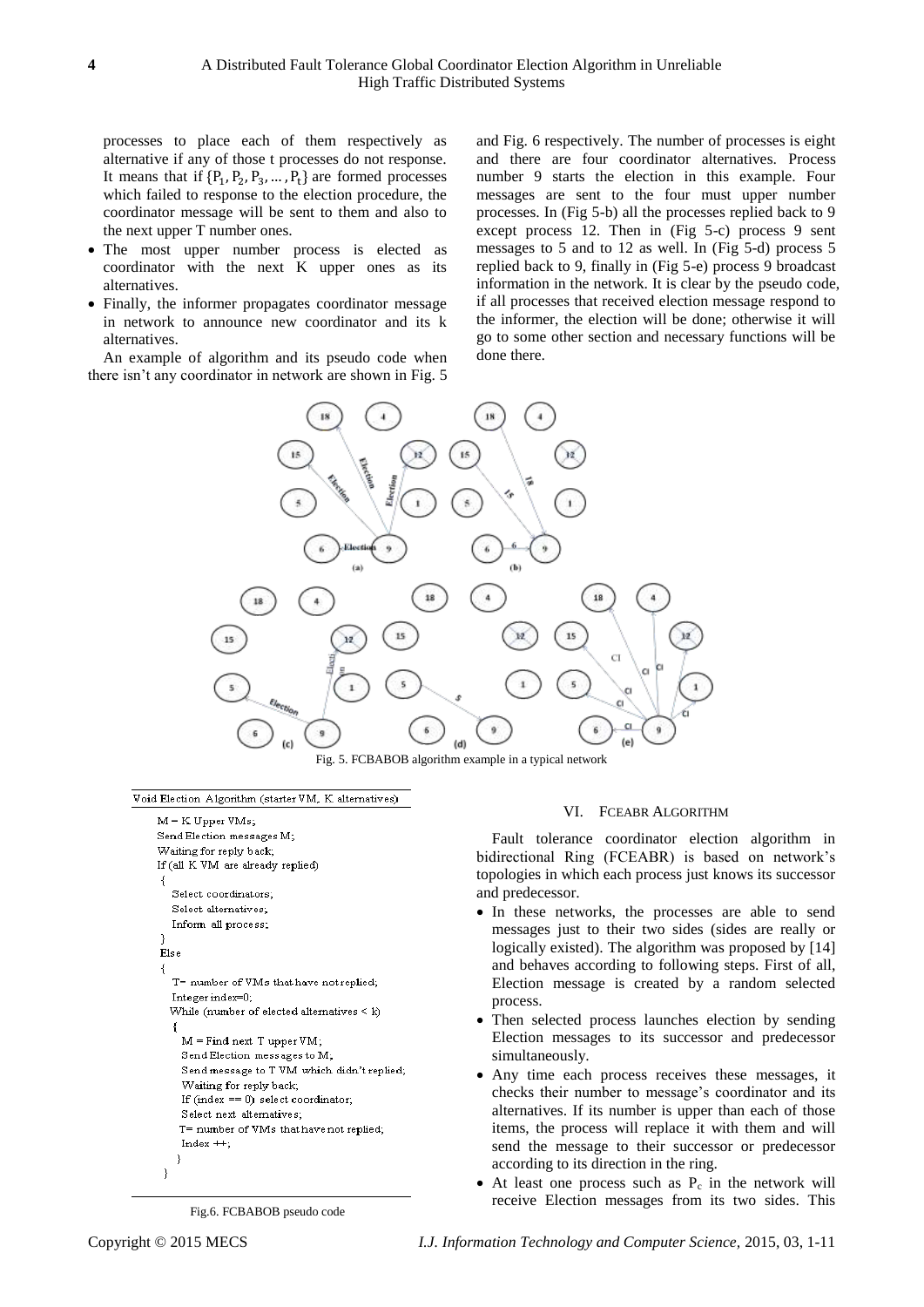processes to place each of them respectively as alternative if any of those t processes do not response. It means that if $\{P_1, P_2, P_3, \dots, P_t\}$ are formed processes which failed to response to the election procedure, the coordinator message will be sent to them and also to the next upper T number ones.

- The most upper number process is elected as coordinator with the next K upper ones as its alternatives.
- Finally, the informer propagates coordinator message in network to announce new coordinator and its k alternatives.

An example of algorithm and its pseudo code when there isn't any coordinator in network are shown in Fig. 5 and Fig. 6 respectively. The number of processes is eight and there are four coordinator alternatives. Process number 9 starts the election in this example. Four messages are sent to the four must upper number processes. In (Fig 5-b) all the processes replied back to 9 except process 12. Then in (Fig 5-c) process 9 sent messages to 5 and to 12 as well. In (Fig 5-d) process 5 replied back to 9, finally in (Fig 5-e) process 9 broadcast information in the network. It is clear by the pseudo code, if all processes that received election message respond to the informer, the election will be done; otherwise it will go to some other section and necessary functions will be done there.

Fig. 5. FCBABOB algorithm example in a typical network

```
Void Election Algorithm (starter VM, K alternatives)
    M = K Upper VMs;
    Send Election messages M;
    Waiting for reply back;
    If (all K VM are already replied)
    {
        Select coordinators;
        Select alternatives;
        Inform all process;
    }
    Else
    {
        T= number of VMs that have not replied;
        Integer index=0;
        While (number of elected alternatives < k)
        {
            M = Find next T upper VM;
            Send Election messages to M;
            Send message to T VM which didn't replied;
            Waiting for reply back;
            If (index == 0) select coordinator;
            Select next alternatives;
            T= number of VMs that have not replied;
            Index ++;
        }
    }
```

Fig.6. FCBABOB pseudo code

## VI. FCEABR ALGORITHM

Fault tolerance coordinator election algorithm in bidirectional Ring (FCEABR) is based on network's topologies in which each process just knows its successor and predecessor.

- In these networks, the processes are able to send messages just to their two sides (sides are really or logically existed). The algorithm was proposed by [14] and behaves according to following steps. First of all, Election message is created by a random selected process.
- Then selected process launches election by sending Election messages to its successor and predecessor simultaneously.
- Any time each process receives these messages, it checks their number to message's coordinator and its alternatives. If its number is upper than each of those items, the process will replace it with them and will send the message to their successor or predecessor according to its direction in the ring.
- At least one process such as $P_c$ in the network will receive Election messages from its two sides. This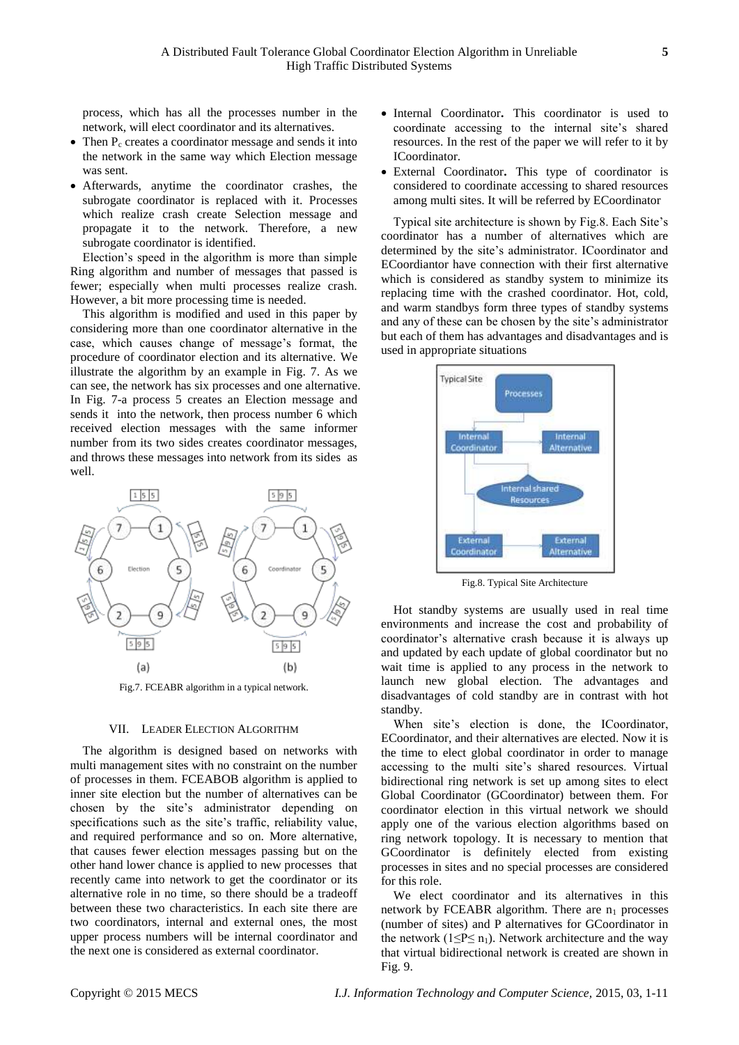process, which has all the processes number in the network, will elect coordinator and its alternatives.

- Then $P_c$ creates a coordinator message and sends it into the network in the same way which Election message was sent.
- Afterwards, anytime the coordinator crashes, the subrogate coordinator is replaced with it. Processes which realize crash create Selection message and propagate it to the network. Therefore, a new subrogate coordinator is identified.

Election's speed in the algorithm is more than simple Ring algorithm and number of messages that passed is fewer; especially when multi processes realize crash. However, a bit more processing time is needed.

This algorithm is modified and used in this paper by considering more than one coordinator alternative in the case, which causes change of message's format, the procedure of coordinator election and its alternative. We illustrate the algorithm by an example in Fig. 7. As we can see, the network has six processes and one alternative. In Fig. 7-a process 5 creates an Election message and sends it into the network, then process number 6 which received election messages with the same informer number from its two sides creates coordinator messages, and throws these messages into network from its sides as well.

Fig.7. FCEABR algorithm in a typical network.

## VII. Leader Election Algorithm

The algorithm is designed based on networks with multi management sites with no constraint on the number of processes in them. FCEABOB algorithm is applied to inner site election but the number of alternatives can be chosen by the site's administrator depending on specifications such as the site's traffic, reliability value, and required performance and so on. More alternative, that causes fewer election messages passing but on the other hand lower chance is applied to new processes that recently came into network to get the coordinator or its alternative role in no time, so there should be a tradeoff between these two characteristics. In each site there are two coordinators, internal and external ones, the most upper process numbers will be internal coordinator and the next one is considered as external coordinator.

- Internal Coordinator**.** This coordinator is used to coordinate accessing to the internal site's shared resources. In the rest of the paper we will refer to it by ICoordinator.
- External Coordinator**.** This type of coordinator is considered to coordinate accessing to shared resources among multi sites. It will be referred by ECoordinator

Typical site architecture is shown by Fig.8. Each Site's coordinator has a number of alternatives which are determined by the site's administrator. ICoordinator and ECoordiantor have connection with their first alternative which is considered as standby system to minimize its replacing time with the crashed coordinator. Hot, cold, and warm standbys form three types of standby systems and any of these can be chosen by the site's administrator but each of them has advantages and disadvantages and is used in appropriate situations

Fig.8. Typical Site Architecture

Hot standby systems are usually used in real time environments and increase the cost and probability of coordinator's alternative crash because it is always up and updated by each update of global coordinator but no wait time is applied to any process in the network to launch new global election. The advantages and disadvantages of cold standby are in contrast with hot standby.

When site's election is done, the ICoordinator, ECoordinator, and their alternatives are elected. Now it is the time to elect global coordinator in order to manage accessing to the multi site's shared resources. Virtual bidirectional ring network is set up among sites to elect Global Coordinator (GCoordinator) between them. For coordinator election in this virtual network we should apply one of the various election algorithms based on ring network topology. It is necessary to mention that GCoordinator is definitely elected from existing processes in sites and no special processes are considered for this role.

We elect coordinator and its alternatives in this network by FCEABR algorithm. There are $n_1$ processes (number of sites) and P alternatives for GCoordinator in the network ($1 \leq P \leq n_1$). Network architecture and the way that virtual bidirectional network is created are shown in Fig. 9.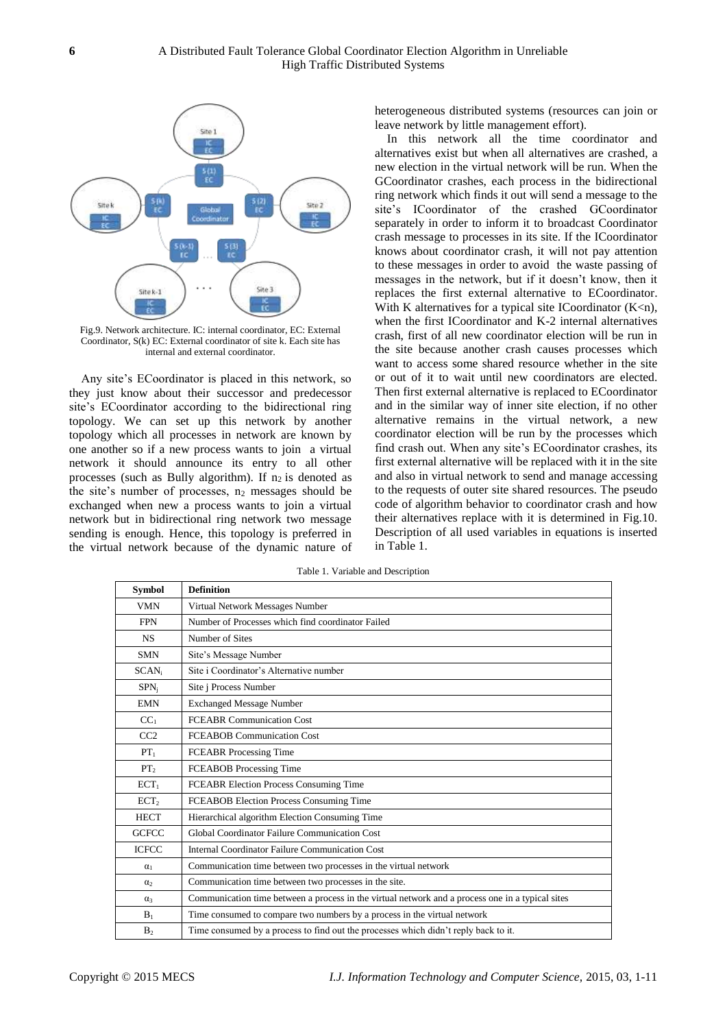Fig.9. Network architecture. IC: internal coordinator, EC: External Coordinator, S(k) EC: External coordinator of site k. Each site has internal and external coordinator.

Any site's ECoordinator is placed in this network, so they just know about their successor and predecessor site's ECoordinator according to the bidirectional ring topology. We can set up this network by another topology which all processes in network are known by one another so if a new process wants to join a virtual network it should announce its entry to all other processes (such as Bully algorithm). If $n_2$ is denoted as the site's number of processes, $n_2$ messages should be exchanged when new a process wants to join a virtual network but in bidirectional ring network two message sending is enough. Hence, this topology is preferred in the virtual network because of the dynamic nature of heterogeneous distributed systems (resources can join or leave network by little management effort).

In this network all the time coordinator and alternatives exist but when all alternatives are crashed, a new election in the virtual network will be run. When the GCoordinator crashes, each process in the bidirectional ring network which finds it out will send a message to the site's ICoordinator of the crashed GCoordinator separately in order to inform it to broadcast Coordinator crash message to processes in its site. If the ICoordinator knows about coordinator crash, it will not pay attention to these messages in order to avoid the waste passing of messages in the network, but if it doesn't know, then it replaces the first external alternative to ECoordinator. With K alternatives for a typical site ICoordinator (K<n), when the first ICoordinator and K-2 internal alternatives crash, first of all new coordinator election will be run in the site because another crash causes processes which want to access some shared resource whether in the site or out of it to wait until new coordinators are elected. Then first external alternative is replaced to ECoordinator and in the similar way of inner site election, if no other alternative remains in the virtual network, a new coordinator election will be run by the processes which find crash out. When any site's ECoordinator crashes, its first external alternative will be replaced with it in the site and also in virtual network to send and manage accessing to the requests of outer site shared resources. The pseudo code of algorithm behavior to coordinator crash and how their alternatives replace with it is determined in Fig.10. Description of all used variables in equations is inserted in Table 1.

Table 1. Variable and Description

| Symbol | Definition |
|---|---|
| VMN | Virtual Network Messages Number |
| FPN | Number of Processes which find coordinator Failed |
| NS | Number of Sites |
| SMN | Site's Message Number |
| $SCAN_i$ | Site i Coordinator's Alternative number |
| $SPN_j$ | Site j Process Number |
| EMN | Exchanged Message Number |
| $CC_1$ | FCEABR Communication Cost |
| CC2 | FCEABOB Communication Cost |
| $PT_1$ | FCEABR Processing Time |
| $PT_2$ | FCEABOB Processing Time |
| $ECT_1$ | FCEABR Election Process Consuming Time |
| $ECT_2$ | FCEABOB Election Process Consuming Time |
| HECT | Hierarchical algorithm Election Consuming Time |
| GCFCC | Global Coordinator Failure Communication Cost |
| ICFCC | Internal Coordinator Failure Communication Cost |
| $\alpha_1$ | Communication time between two processes in the virtual network |
| $\alpha_2$ | Communication time between two processes in the site. |
| $\alpha_3$ | Communication time between a process in the virtual network and a process one in a typical sites |
| $B_1$ | Time consumed to compare two numbers by a process in the virtual network |
| $B_2$ | Time consumed by a process to find out the processes which didn't reply back to it. |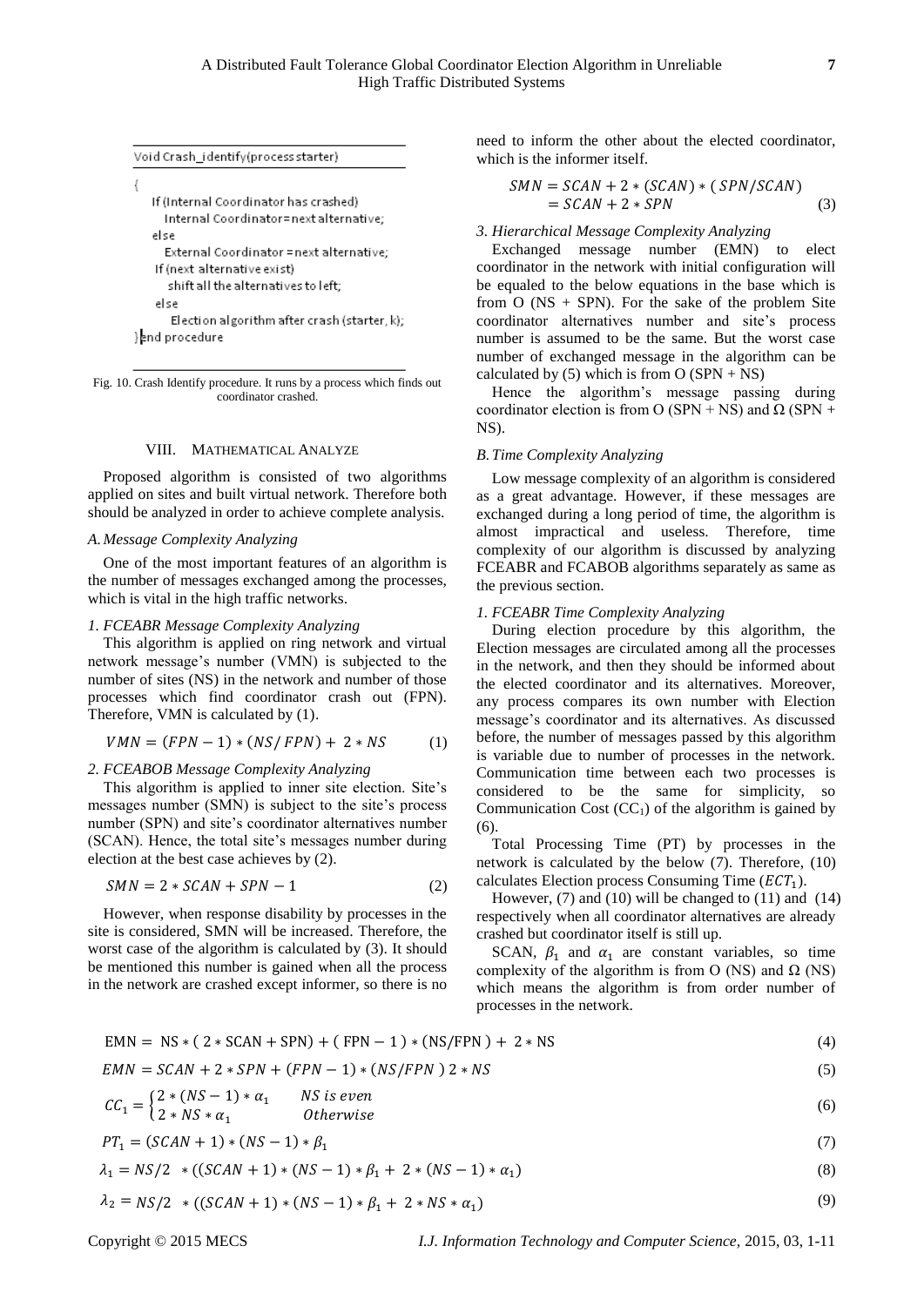```
Void Crash_identify(process starter)

{
   If (Internal Coordinator has crashed)
      Internal Coordinator=next alternative;
   else
      External Coordinator = next alternative;
   If (next alternative exist)
      shift all the alternatives to left;
   else
      Election algorithm after crash (starter, k);
}end procedure
```

Fig. 10. Crash Identify procedure. It runs by a process which finds out coordinator crashed.

## VIII. Mathematical Analyze

Proposed algorithm is consisted of two algorithms applied on sites and built virtual network. Therefore both should be analyzed in order to achieve complete analysis.

### A. Message Complexity Analyzing

One of the most important features of an algorithm is the number of messages exchanged among the processes, which is vital in the high traffic networks.

#### 1. FCEABR Message Complexity Analyzing

This algorithm is applied on ring network and virtual network message's number (VMN) is subjected to the number of sites (NS) in the network and number of those processes which find coordinator crash out (FPN). Therefore, VMN is calculated by (1).

$$VMN = (FPN - 1) * (NS / FPN) + 2 * NS \tag{1}$$

#### 2. FCEABOB Message Complexity Analyzing

This algorithm is applied to inner site election. Site's messages number (SMN) is subject to the site's process number (SPN) and site's coordinator alternatives number (SCAN). Hence, the total site's messages number during election at the best case achieves by (2).

$$SMN = 2 * SCAN + SPN - 1 \tag{2}$$

However, when response disability by processes in the site is considered, SMN will be increased. Therefore, the worst case of the algorithm is calculated by (3). It should be mentioned this number is gained when all the process in the network are crashed except informer, so there is no need to inform the other about the elected coordinator, which is the informer itself.

$$\begin{aligned} SMN &= SCAN + 2 * (SCAN) * (SPN/SCAN) \\ &= SCAN + 2 * SPN \end{aligned} \tag{3}$$

#### 3. Hierarchical Message Complexity Analyzing

Exchanged message number (EMN) to elect coordinator in the network with initial configuration will be equaled to the below equations in the base which is from O (NS + SPN). For the sake of the problem Site coordinator alternatives number and site's process number is assumed to be the same. But the worst case number of exchanged message in the algorithm can be calculated by (5) which is from O (SPN + NS)

Hence the algorithm's message passing during coordinator election is from O (SPN + NS) and Ω (SPN + NS).

### B. Time Complexity Analyzing

Low message complexity of an algorithm is considered as a great advantage. However, if these messages are exchanged during a long period of time, the algorithm is almost impractical and useless. Therefore, time complexity of our algorithm is discussed by analyzing FCEABR and FCABOB algorithms separately as same as the previous section.

#### 1. FCEABR Time Complexity Analyzing

During election procedure by this algorithm, the Election messages are circulated among all the processes in the network, and then they should be informed about the elected coordinator and its alternatives. Moreover, any process compares its own number with Election message's coordinator and its alternatives. As discussed before, the number of messages passed by this algorithm is variable due to number of processes in the network. Communication time between each two processes is considered to be the same for simplicity, so Communication Cost ($CC_1$) of the algorithm is gained by (6).

Total Processing Time (PT) by processes in the network is calculated by the below (7). Therefore, (10) calculates Election process Consuming Time ($ECT_1$).

However, (7) and (10) will be changed to (11) and (14) respectively when all coordinator alternatives are already crashed but coordinator itself is still up.

SCAN, $\beta_1$ and $\alpha_1$ are constant variables, so time complexity of the algorithm is from O (NS) and Ω (NS) which means the algorithm is from order number of processes in the network.

$$\text{EMN} = \text{NS} * (2 * \text{SCAN} + \text{SPN}) + (\text{FPN} - 1) * (\text{NS}/\text{FPN}) + 2 * \text{NS} \tag{4}$$

$$EMN = SCAN + 2 * SPN + (FPN - 1) * (NS/FPN)\ 2 * NS \tag{5}$$

$$CC_1 = \begin{cases} 2 * (NS - 1) * \alpha_1 & NS \text{ is even} \\ 2 * NS * \alpha_1 & Otherwise \end{cases} \tag{6}$$

$$PT_1 = (SCAN + 1) * (NS - 1) * \beta_1 \tag{7}$$

$$\lambda_1 = NS/2 \ * ((SCAN + 1) * (NS - 1) * \beta_1 + 2 * (NS - 1) * \alpha_1) \tag{8}$$

$$\lambda_2 = NS/2 \ * ((SCAN + 1) * (NS - 1) * \beta_1 + 2 * NS * \alpha_1) \tag{9}$$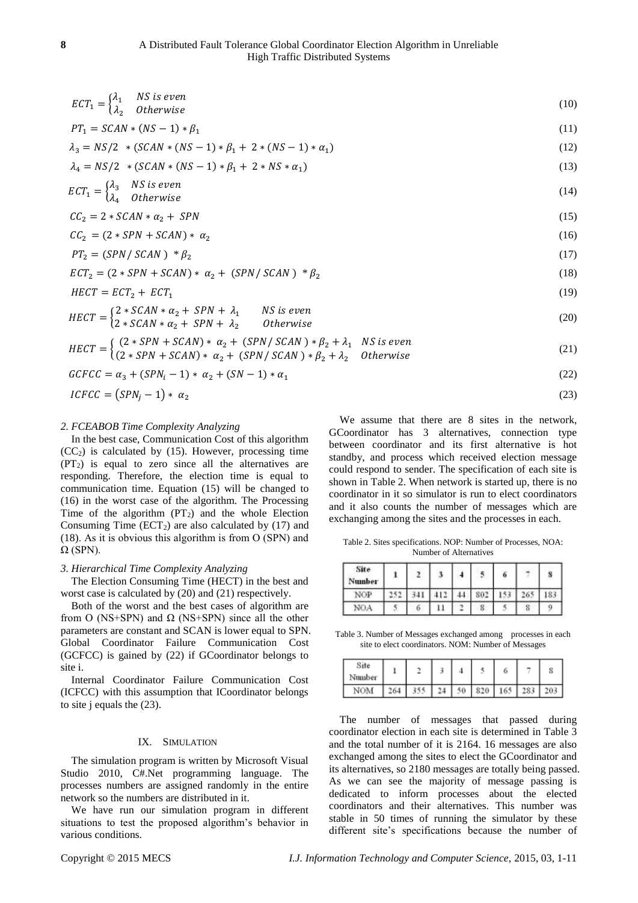$$ECT_1 = \begin{cases} \lambda_1 & NS \text{ is even} \\ \lambda_2 & Otherwise \end{cases} \tag{10}$$

$$PT_1 = SCAN * (NS - 1) * \beta_1 \tag{11}$$

$$\lambda_3 = NS/2 \ * (SCAN * (NS - 1) * \beta_1 + 2 * (NS - 1) * \alpha_1) \tag{12}$$

$$\lambda_4 = NS/2 \ * (SCAN * (NS - 1) * \beta_1 + 2 * NS * \alpha_1) \tag{13}$$

$$ECT_1 = \begin{cases} \lambda_3 & NS \text{ is even} \\ \lambda_4 & Otherwise \end{cases} \tag{14}$$

$$CC_2 = 2 * SCAN * \alpha_2 + SPN \tag{15}$$

$$CC_2 = (2 * SPN + SCAN) * \alpha_2 \tag{16}$$

$$PT_2 = (SPN/SCAN) * \beta_2 \tag{17}$$

$$ECT_2 = (2 * SPN + SCAN) * \alpha_2 + (SPN/SCAN) * \beta_2 \tag{18}$$

$$HECT = ECT_2 + ECT_1 \tag{19}$$

$$HECT = \begin{cases} 2 * SCAN * \alpha_2 + SPN + \lambda_1 & NS \text{ is even} \\ 2 * SCAN * \alpha_2 + SPN + \lambda_2 & Otherwise \end{cases} \tag{20}$$

$$HECT = \begin{cases} (2 * SPN + SCAN) * \alpha_2 + (SPN/SCAN) * \beta_2 + \lambda_1 & NS \text{ is even} \\ (2 * SPN + SCAN) * \alpha_2 + (SPN/SCAN) * \beta_2 + \lambda_2 & Otherwise \end{cases} \tag{21}$$

$$GCFCC = \alpha_3 + (SPN_i - 1) * \alpha_2 + (SN - 1) * \alpha_1 \tag{22}$$

$$ICFCC = (SPN_j - 1) * \alpha_2 \tag{23}$$

### *2. FCEABOB Time Complexity Analyzing*

In the best case, Communication Cost of this algorithm ($CC_2$) is calculated by (15). However, processing time ($PT_2$) is equal to zero since all the alternatives are responding. Therefore, the election time is equal to communication time. Equation (15) will be changed to (16) in the worst case of the algorithm. The Processing Time of the algorithm ($PT_2$) and the whole Election Consuming Time ($ECT_2$) are also calculated by (17) and (18). As it is obvious this algorithm is from O (SPN) and Ω (SPN).

### *3. Hierarchical Time Complexity Analyzing*

The Election Consuming Time (HECT) in the best and worst case is calculated by (20) and (21) respectively.

Both of the worst and the best cases of algorithm are from O (NS+SPN) and Ω (NS+SPN) since all the other parameters are constant and SCAN is lower equal to SPN. Global Coordinator Failure Communication Cost (GCFCC) is gained by (22) if GCoordinator belongs to site i.

Internal Coordinator Failure Communication Cost (ICFCC) with this assumption that ICoordinator belongs to site j equals the (23).

## IX. SIMULATION

The simulation program is written by Microsoft Visual Studio 2010, C#.Net programming language. The processes numbers are assigned randomly in the entire network so the numbers are distributed in it.

We have run our simulation program in different situations to test the proposed algorithm's behavior in various conditions.

We assume that there are 8 sites in the network, GCoordinator has 3 alternatives, connection type between coordinator and its first alternative is hot standby, and process which received election message could respond to sender. The specification of each site is shown in Table 2. When network is started up, there is no coordinator in it so simulator is run to elect coordinators and it also counts the number of messages which are exchanging among the sites and the processes in each.

Table 2. Sites specifications. NOP: Number of Processes, NOA: Number of Alternatives

| Site Number | 1 | 2 | 3 | 4 | 5 | 6 | 7 | 8 |
|---|---|---|---|---|---|---|---|---|
| NOP | 252 | 341 | 412 | 44 | 802 | 153 | 265 | 183 |
| NOA | 5 | 6 | 11 | 2 | 8 | 5 | 8 | 9 |

Table 3. Number of Messages exchanged among processes in each site to elect coordinators. NOM: Number of Messages

| Site Number | 1 | 2 | 3 | 4 | 5 | 6 | 7 | 8 |
|---|---|---|---|---|---|---|---|---|
| NOM | 264 | 355 | 24 | 50 | 820 | 165 | 283 | 203 |

The number of messages that passed during coordinator election in each site is determined in Table 3 and the total number of it is 2164. 16 messages are also exchanged among the sites to elect the GCoordinator and its alternatives, so 2180 messages are totally being passed. As we can see the majority of message passing is dedicated to inform processes about the elected coordinators and their alternatives. This number was stable in 50 times of running the simulator by these different site's specifications because the number of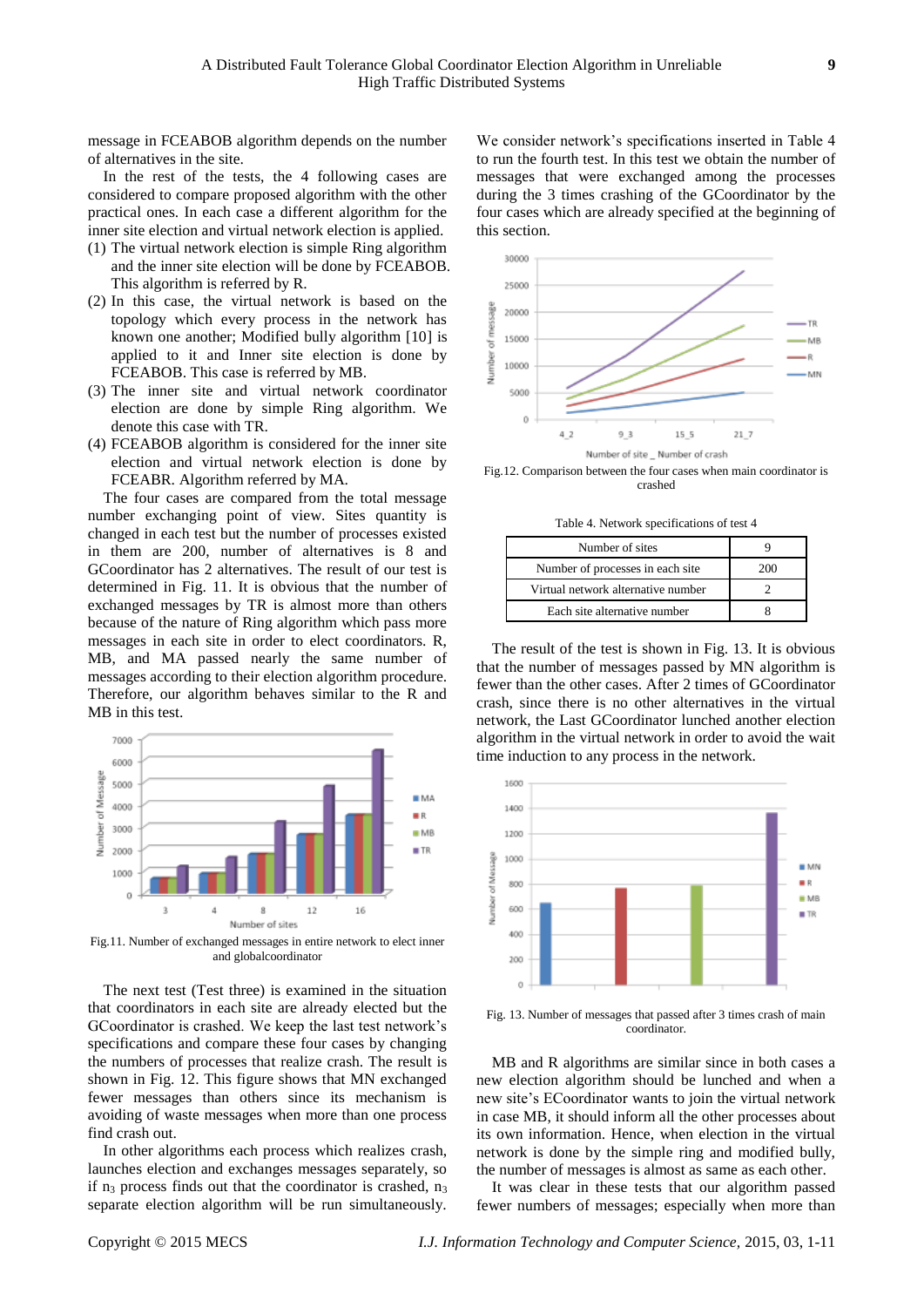message in FCEABOB algorithm depends on the number of alternatives in the site.

In the rest of the tests, the 4 following cases are considered to compare proposed algorithm with the other practical ones. In each case a different algorithm for the inner site election and virtual network election is applied.

(1) The virtual network election is simple Ring algorithm and the inner site election will be done by FCEABOB. This algorithm is referred by R.
(2) In this case, the virtual network is based on the topology which every process in the network has known one another; Modified bully algorithm [10] is applied to it and Inner site election is done by FCEABOB. This case is referred by MB.
(3) The inner site and virtual network coordinator election are done by simple Ring algorithm. We denote this case with TR.
(4) FCEABOB algorithm is considered for the inner site election and virtual network election is done by FCEABR. Algorithm referred by MA.

The four cases are compared from the total message number exchanging point of view. Sites quantity is changed in each test but the number of processes existed in them are 200, number of alternatives is 8 and GCoordinator has 2 alternatives. The result of our test is determined in Fig. 11. It is obvious that the number of exchanged messages by TR is almost more than others because of the nature of Ring algorithm which pass more messages in each site in order to elect coordinators. R, MB, and MA passed nearly the same number of messages according to their election algorithm procedure. Therefore, our algorithm behaves similar to the R and MB in this test.

Fig.11. Number of exchanged messages in entire network to elect inner and globalcoordinator

The next test (Test three) is examined in the situation that coordinators in each site are already elected but the GCoordinator is crashed. We keep the last test network's specifications and compare these four cases by changing the numbers of processes that realize crash. The result is shown in Fig. 12. This figure shows that MN exchanged fewer messages than others since its mechanism is avoiding of waste messages when more than one process find crash out.

In other algorithms each process which realizes crash, launches election and exchanges messages separately, so if $n_3$ process finds out that the coordinator is crashed, $n_3$ separate election algorithm will be run simultaneously.

We consider network's specifications inserted in Table 4 to run the fourth test. In this test we obtain the number of messages that were exchanged among the processes during the 3 times crashing of the GCoordinator by the four cases which are already specified at the beginning of this section.

Fig.12. Comparison between the four cases when main coordinator is crashed

Table 4. Network specifications of test 4

| Number of sites | 9 |
|---|---|
| Number of processes in each site | 200 |
| Virtual network alternative number | 2 |
| Each site alternative number | 8 |

The result of the test is shown in Fig. 13. It is obvious that the number of messages passed by MN algorithm is fewer than the other cases. After 2 times of GCoordinator crash, since there is no other alternatives in the virtual network, the Last GCoordinator lunched another election algorithm in the virtual network in order to avoid the wait time induction to any process in the network.

Fig. 13. Number of messages that passed after 3 times crash of main coordinator.

MB and R algorithms are similar since in both cases a new election algorithm should be lunched and when a new site's ECoordinator wants to join the virtual network in case MB, it should inform all the other processes about its own information. Hence, when election in the virtual network is done by the simple ring and modified bully, the number of messages is almost as same as each other.

It was clear in these tests that our algorithm passed fewer numbers of messages; especially when more than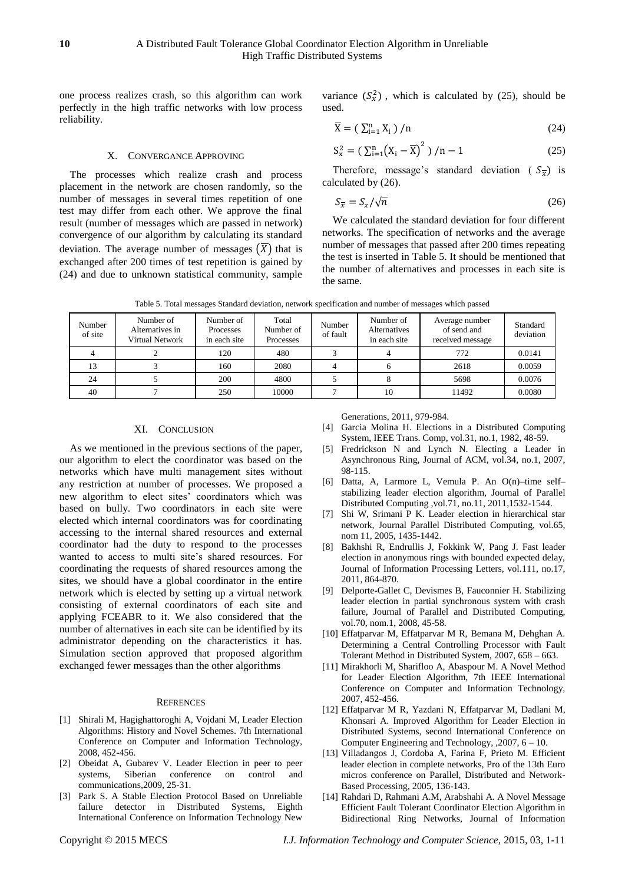one process realizes crash, so this algorithm can work perfectly in the high traffic networks with low process reliability.

## X. Convergance Approving

The processes which realize crash and process placement in the network are chosen randomly, so the number of messages in several times repetition of one test may differ from each other. We approve the final result (number of messages which are passed in network) convergence of our algorithm by calculating its standard deviation. The average number of messages $(\overline{X})$ that is exchanged after 200 times of test repetition is gained by (24) and due to unknown statistical community, sample variance $(S_x^2)$, which is calculated by (25), should be used.

$$\overline{X} = (\sum_{i=1}^{n} X_i)/n \quad (24)$$

$$S_x^2 = (\sum_{i=1}^{n} (X_i - \overline{X})^2)/n - 1 \quad (25)$$

Therefore, message's standard deviation $(S_{\overline{x}})$ is calculated by (26).

$$S_{\overline{x}} = S_x/\sqrt{n} \quad (26)$$

We calculated the standard deviation for four different networks. The specification of networks and the average number of messages that passed after 200 times repeating the test is inserted in Table 5. It should be mentioned that the number of alternatives and processes in each site is the same.

Table 5. Total messages Standard deviation, network specification and number of messages which passed

| Number of site | Number of Alternatives in Virtual Network | Number of Processes in each site | Total Number of Processes | Number of fault | Number of Alternatives in each site | Average number of send and received message | Standard deviation |
|---|---|---|---|---|---|---|---|
| 4 | 2 | 120 | 480 | 3 | 4 | 772 | 0.0141 |
| 13 | 3 | 160 | 2080 | 4 | 6 | 2618 | 0.0059 |
| 24 | 5 | 200 | 4800 | 5 | 8 | 5698 | 0.0076 |
| 40 | 7 | 250 | 10000 | 7 | 10 | 11492 | 0.0080 |

## XI. Conclusion

As we mentioned in the previous sections of the paper, our algorithm to elect the coordinator was based on the networks which have multi management sites without any restriction at number of processes. We proposed a new algorithm to elect sites' coordinators which was based on bully. Two coordinators in each site were elected which internal coordinators was for coordinating accessing to the internal shared resources and external coordinator had the duty to respond to the processes wanted to access to multi site's shared resources. For coordinating the requests of shared resources among the sites, we should have a global coordinator in the entire network which is elected by setting up a virtual network consisting of external coordinators of each site and applying FCEABR to it. We also considered that the number of alternatives in each site can be identified by its administrator depending on the characteristics it has. Simulation section approved that proposed algorithm exchanged fewer messages than the other algorithms

## Refrences

[1] Shirali M, Hagighattoroghi A, Vojdani M, Leader Election Algorithms: History and Novel Schemes. 7th International Conference on Computer and Information Technology, 2008, 452-456.

[2] Obeidat A, Gubarev V. Leader Election in peer to peer systems, Siberian conference on control and communications,2009, 25-31.

[3] Park S. A Stable Election Protocol Based on Unreliable failure detector in Distributed Systems, Eighth International Conference on Information Technology New Generations, 2011, 979-984.

[4] Garcia Molina H. Elections in a Distributed Computing System, IEEE Trans. Comp, vol.31, no.1, 1982, 48-59.

[5] Fredrickson N and Lynch N. Electing a Leader in Asynchronous Ring, Journal of ACM, vol.34, no.1, 2007, 98-115.

[6] Datta, A, Larmore L, Vemula P. An O(n)–time self–stabilizing leader election algorithm, Journal of Parallel Distributed Computing ,vol.71, no.11, 2011,1532-1544.

[7] Shi W, Srimani P K. Leader election in hierarchical star network, Journal Parallel Distributed Computing, vol.65, nom 11, 2005, 1435-1442.

[8] Bakhshi R, Endrullis J, Fokkink W, Pang J. Fast leader election in anonymous rings with bounded expected delay, Journal of Information Processing Letters, vol.111, no.17, 2011, 864-870.

[9] Delporte-Gallet C, Devismes B, Fauconnier H. Stabilizing leader election in partial synchronous system with crash failure, Journal of Parallel and Distributed Computing, vol.70, nom.1, 2008, 45-58.

[10] Effatparvar M, Effatparvar M R, Bemana M, Dehghan A. Determining a Central Controlling Processor with Fault Tolerant Method in Distributed System, 2007, 658 – 663.

[11] Mirakhorli M, Sharifloo A, Abaspour M. A Novel Method for Leader Election Algorithm, 7th IEEE International Conference on Computer and Information Technology, 2007, 452-456.

[12] Effatparvar M R, Yazdani N, Effatparvar M, Dadlani M, Khonsari A. Improved Algorithm for Leader Election in Distributed Systems, second International Conference on Computer Engineering and Technology, ,2007, 6 – 10.

[13] Villadangos J, Cordoba A, Farina F, Prieto M. Efficient leader election in complete networks, Pro of the 13th Euro micros conference on Parallel, Distributed and Network-Based Processing, 2005, 136-143.

[14] Rahdari D, Rahmani A.M, Arabshahi A. A Novel Message Efficient Fault Tolerant Coordinator Election Algorithm in Bidirectional Ring Networks, Journal of Information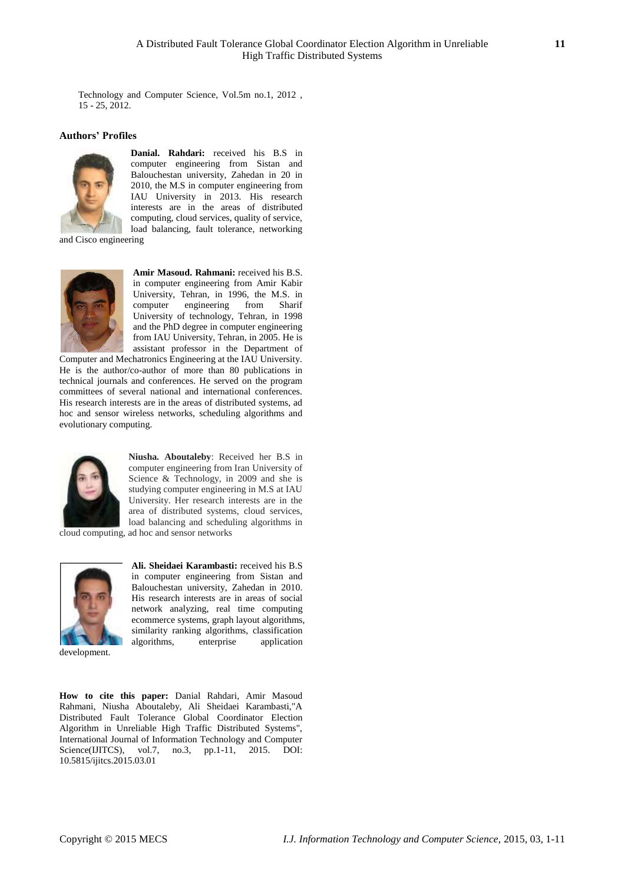Technology and Computer Science, Vol.5m no.1, 2012 , 15 - 25, 2012.

**Authors' Profiles**

**Danial. Rahdari:** received his B.S in computer engineering from Sistan and Balouchestan university, Zahedan in 20 in 2010, the M.S in computer engineering from IAU University in 2013. His research interests are in the areas of distributed computing, cloud services, quality of service, load balancing, fault tolerance, networking and Cisco engineering

**Amir Masoud. Rahmani:** received his B.S. in computer engineering from Amir Kabir University, Tehran, in 1996, the M.S. in computer engineering from Sharif University of technology, Tehran, in 1998 and the PhD degree in computer engineering from IAU University, Tehran, in 2005. He is assistant professor in the Department of Computer and Mechatronics Engineering at the IAU University. He is the author/co-author of more than 80 publications in technical journals and conferences. He served on the program committees of several national and international conferences. His research interests are in the areas of distributed systems, ad hoc and sensor wireless networks, scheduling algorithms and evolutionary computing.

**Niusha. Aboutaleby**: Received her B.S in computer engineering from Iran University of Science & Technology, in 2009 and she is studying computer engineering in M.S at IAU University. Her research interests are in the area of distributed systems, cloud services, load balancing and scheduling algorithms in cloud computing, ad hoc and sensor networks

**Ali. Sheidaei Karambasti:** received his B.S in computer engineering from Sistan and Balouchestan university, Zahedan in 2010. His research interests are in areas of social network analyzing, real time computing ecommerce systems, graph layout algorithms, similarity ranking algorithms, classification algorithms, enterprise application development.

**How to cite this paper:** Danial Rahdari, Amir Masoud Rahmani, Niusha Aboutaleby, Ali Sheidaei Karambasti,"A Distributed Fault Tolerance Global Coordinator Election Algorithm in Unreliable High Traffic Distributed Systems", International Journal of Information Technology and Computer Science(IJITCS), vol.7, no.3, pp.1-11, 2015. DOI: 10.5815/ijitcs.2015.03.01